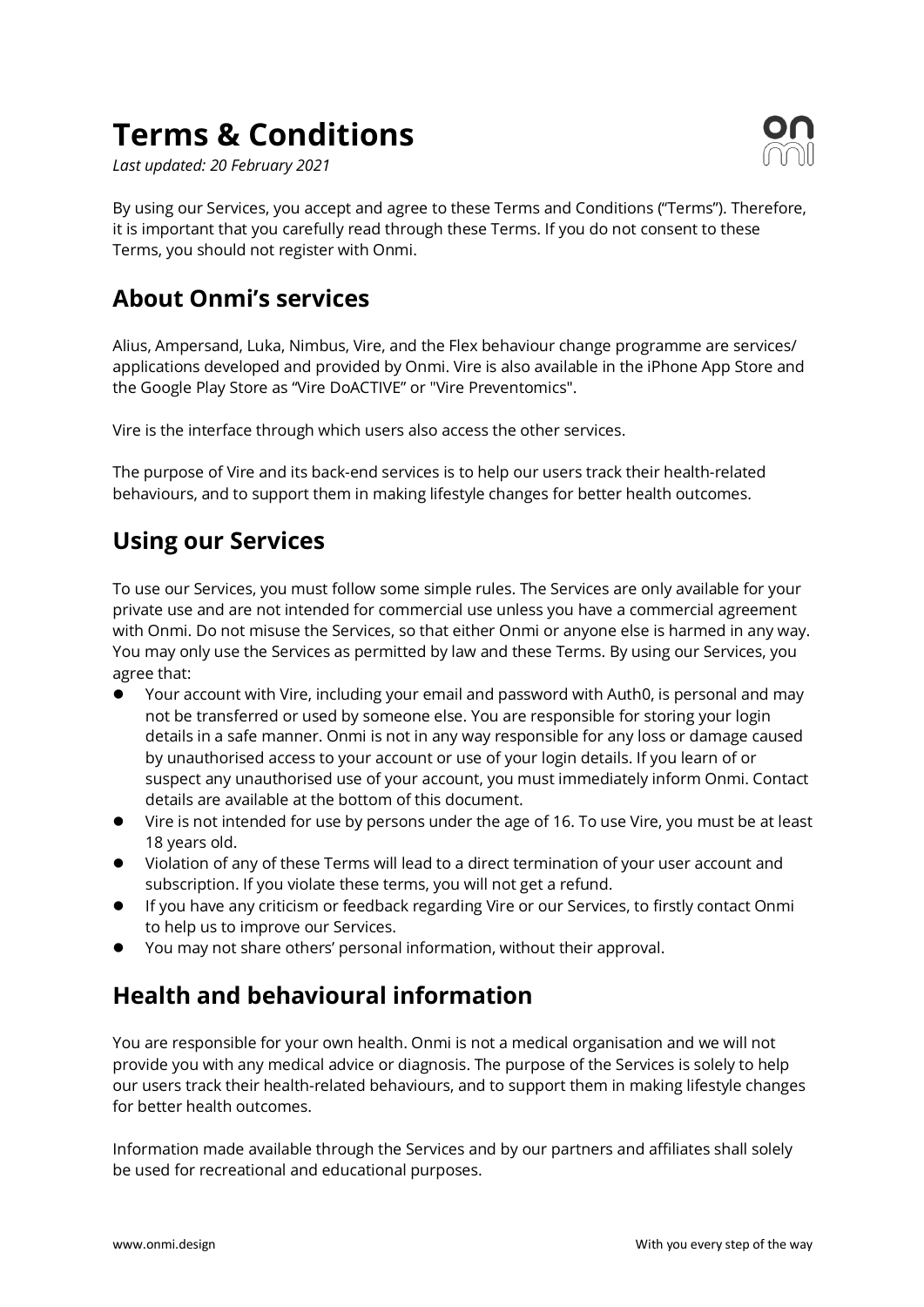# Terms & Conditions

*Last updated: 20 February 2021*

By using our Services, you accept and agree to these Terms and Conditions ("Terms"). Therefore, it is important that you carefully read through these Terms. If you do not consent to these Terms, you should not register with Onmi.

## About Onmi's services

Alius, Ampersand, Luka, Nimbus, Vire, and the Flex behaviour change programme are services/ applications developed and provided by Onmi. Vire is also available in the iPhone App Store and the Google Play Store as "Vire DoACTIVE" or "Vire Preventomics".

Vire is the interface through which users also access the other services.

The purpose of Vire and its back-end services is to help our users track their health-related behaviours, and to support them in making lifestyle changes for better health outcomes.

## Using our Services

To use our Services, you must follow some simple rules. The Services are only available for your private use and are not intended for commercial use unless you have a commercial agreement with Onmi. Do not misuse the Services, so that either Onmi or anyone else is harmed in any way. You may only use the Services as permitted by law and these Terms. By using our Services, you agree that:

- Your account with Vire, including your email and password with Auth0, is personal and may not be transferred or used by someone else. You are responsible for storing your login details in a safe manner. Onmi is not in any way responsible for any loss or damage caused by unauthorised access to your account or use of your login details. If you learn of or suspect any unauthorised use of your account, you must immediately inform Onmi. Contact details are available at the bottom of this document.
- Vire is not intended for use by persons under the age of 16. To use Vire, you must be at least 18 years old.
- Violation of any of these Terms will lead to a direct termination of your user account and subscription. If you violate these terms, you will not get a refund.
- If you have any criticism or feedback regarding Vire or our Services, to firstly contact Onmi to help us to improve our Services.
- You may not share others' personal information, without their approval.

## Health and behavioural information

You are responsible for your own health. Onmi is not a medical organisation and we will not provide you with any medical advice or diagnosis. The purpose of the Services is solely to help our users track their health-related behaviours, and to support them in making lifestyle changes for better health outcomes.

Information made available through the Services and by our partners and affiliates shall solely be used for recreational and educational purposes.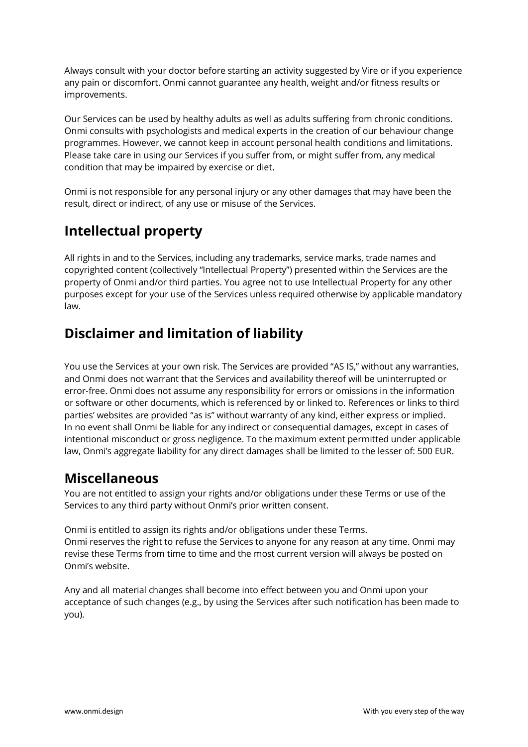Always consult with your doctor before starting an activity suggested by Vire or if you experience any pain or discomfort. Onmi cannot guarantee any health, weight and/or fitness results or improvements.

Our Services can be used by healthy adults as well as adults suffering from chronic conditions. Onmi consults with psychologists and medical experts in the creation of our behaviour change programmes. However, we cannot keep in account personal health conditions and limitations. Please take care in using our Services if you suffer from, or might suffer from, any medical condition that may be impaired by exercise or diet.

Onmi is not responsible for any personal injury or any other damages that may have been the result, direct or indirect, of any use or misuse of the Services.

## Intellectual property

All rights in and to the Services, including any trademarks, service marks, trade names and copyrighted content (collectively "Intellectual Property") presented within the Services are the property of Onmi and/or third parties. You agree not to use Intellectual Property for any other purposes except for your use of the Services unless required otherwise by applicable mandatory law.

## Disclaimer and limitation of liability

You use the Services at your own risk. The Services are provided "AS IS," without any warranties, and Onmi does not warrant that the Services and availability thereof will be uninterrupted or error-free. Onmi does not assume any responsibility for errors or omissions in the information or software or other documents, which is referenced by or linked to. References or links to third parties' websites are provided "as is" without warranty of any kind, either express or implied. In no event shall Onmi be liable for any indirect or consequential damages, except in cases of intentional misconduct or gross negligence. To the maximum extent permitted under applicable law, Onmi's aggregate liability for any direct damages shall be limited to the lesser of: 500 EUR.

## Miscellaneous

You are not entitled to assign your rights and/or obligations under these Terms or use of the Services to any third party without Onmi's prior written consent.

Onmi is entitled to assign its rights and/or obligations under these Terms.
Onmi reserves the right to refuse the Services to anyone for any reason at any time. Onmi may revise these Terms from time to time and the most current version will always be posted on Onmi's website.

Any and all material changes shall become into effect between you and Onmi upon your acceptance of such changes (e.g., by using the Services after such notification has been made to you).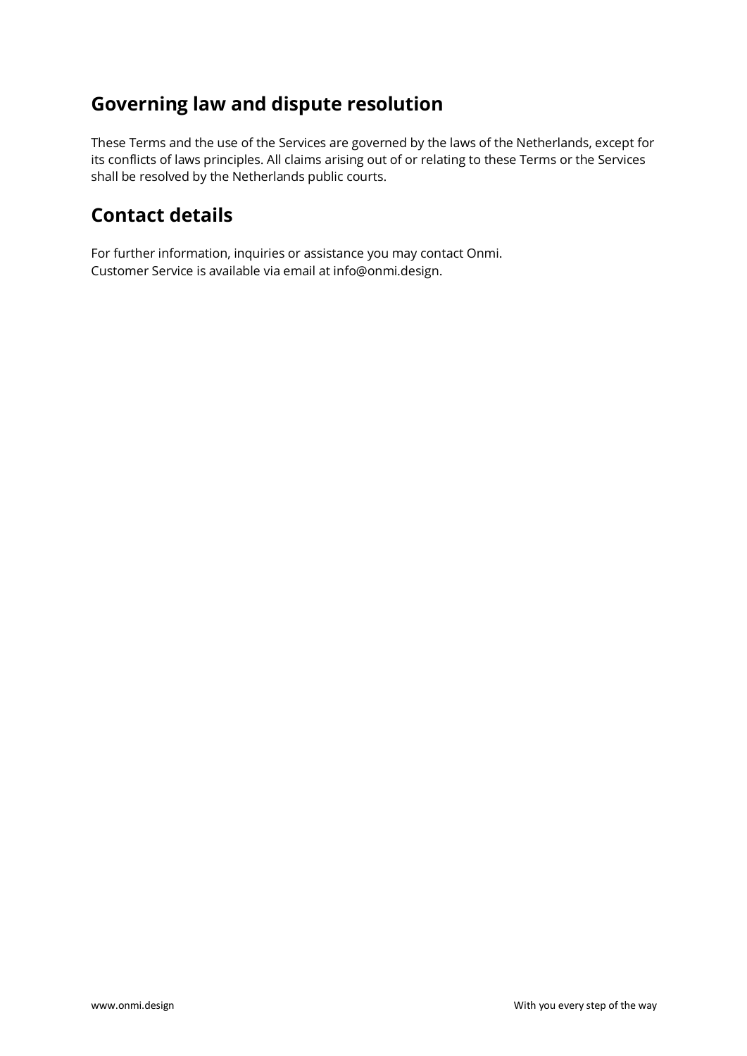## Governing law and dispute resolution

These Terms and the use of the Services are governed by the laws of the Netherlands, except for its conflicts of laws principles. All claims arising out of or relating to these Terms or the Services shall be resolved by the Netherlands public courts.

## Contact details

For further information, inquiries or assistance you may contact Onmi.
Customer Service is available via email at info@onmi.design.